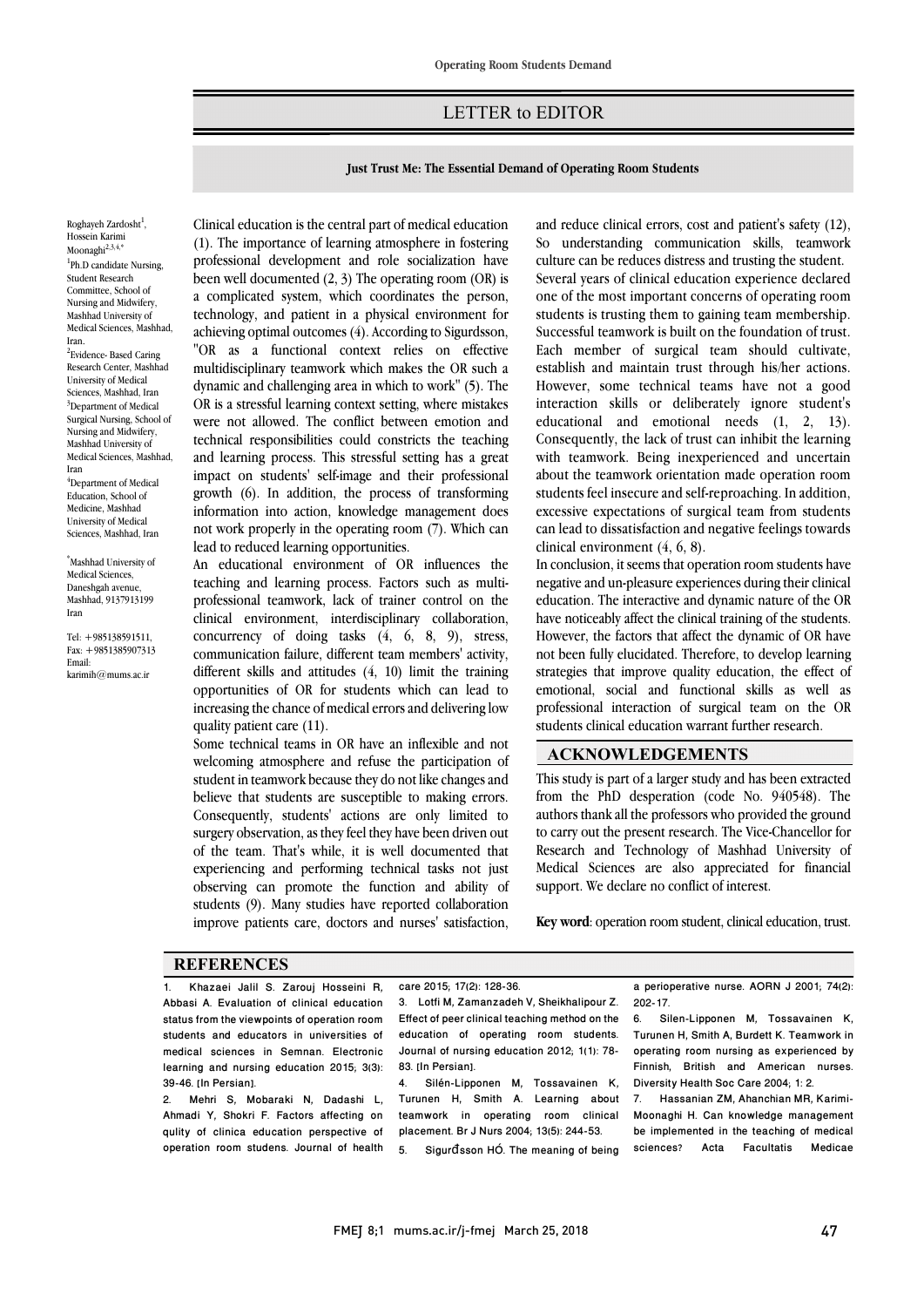# LETTER to EDITOR

## Just Trust Me: The Essential Demand of Operating Room Students

Roghayeh Zardosht[1], Hossein Karimi Moonaghi[2,3,4,*]

[1]Ph.D candidate Nursing, Student Research Committee, School of Nursing and Midwifery, Mashhad University of Medical Sciences, Mashhad, Iran.

[2]Evidence- Based Caring Research Center, Mashhad University of Medical Sciences, Mashhad, Iran

[3]Department of Medical Surgical Nursing, School of Nursing and Midwifery, Mashhad University of Medical Sciences, Mashhad, Iran

[4]Department of Medical Education, School of Medicine, Mashhad University of Medical Sciences, Mashhad, Iran

*Mashhad University of Medical Sciences, Daneshgah avenue, Mashhad, 9137913199 Iran

Tel: +985138591511, Fax: +9851385907313 Email: karimih@mums.ac.ir

Clinical education is the central part of medical education (1). The importance of learning atmosphere in fostering professional development and role socialization have been well documented (2, 3) The operating room (OR) is a complicated system, which coordinates the person, technology, and patient in a physical environment for achieving optimal outcomes (4). According to Sigurdsson, "OR as a functional context relies on effective multidisciplinary teamwork which makes the OR such a dynamic and challenging area in which to work" (5). The OR is a stressful learning context setting, where mistakes were not allowed. The conflict between emotion and technical responsibilities could constricts the teaching and learning process. This stressful setting has a great impact on students' self-image and their professional growth (6). In addition, the process of transforming information into action, knowledge management does not work properly in the operating room (7). Which can lead to reduced learning opportunities.

An educational environment of OR influences the teaching and learning process. Factors such as multi-professional teamwork, lack of trainer control on the clinical environment, interdisciplinary collaboration, concurrency of doing tasks (4, 6, 8, 9), stress, communication failure, different team members' activity, different skills and attitudes (4, 10) limit the training opportunities of OR for students which can lead to increasing the chance of medical errors and delivering low quality patient care (11).

Some technical teams in OR have an inflexible and not welcoming atmosphere and refuse the participation of student in teamwork because they do not like changes and believe that students are susceptible to making errors. Consequently, students' actions are only limited to surgery observation, as they feel they have been driven out of the team. That's while, it is well documented that experiencing and performing technical tasks not just observing can promote the function and ability of students (9). Many studies have reported collaboration improve patients care, doctors and nurses' satisfaction, and reduce clinical errors, cost and patient's safety (12), So understanding communication skills, teamwork culture can be reduces distress and trusting the student.

Several years of clinical education experience declared one of the most important concerns of operating room students is trusting them to gaining team membership. Successful teamwork is built on the foundation of trust. Each member of surgical team should cultivate, establish and maintain trust through his/her actions. However, some technical teams have not a good interaction skills or deliberately ignore student's educational and emotional needs (1, 2, 13). Consequently, the lack of trust can inhibit the learning with teamwork. Being inexperienced and uncertain about the teamwork orientation made operation room students feel insecure and self-reproaching. In addition, excessive expectations of surgical team from students can lead to dissatisfaction and negative feelings towards clinical environment (4, 6, 8).

In conclusion, it seems that operation room students have negative and un-pleasure experiences during their clinical education. The interactive and dynamic nature of the OR have noticeably affect the clinical training of the students. However, the factors that affect the dynamic of OR have not been fully elucidated. Therefore, to develop learning strategies that improve quality education, the effect of emotional, social and functional skills as well as professional interaction of surgical team on the OR students clinical education warrant further research.

## ACKNOWLEDGEMENTS

This study is part of a larger study and has been extracted from the PhD desperation (code No. 940548). The authors thank all the professors who provided the ground to carry out the present research. The Vice-Chancellor for Research and Technology of Mashhad University of Medical Sciences are also appreciated for financial support. We declare no conflict of interest.

**Key word**: operation room student, clinical education, trust.

## REFERENCES

1. Khazaei Jalil S. Zarouj Hosseini R, Abbasi A. Evaluation of clinical education status from the viewpoints of operation room students and educators in universities of medical sciences in Semnan. Electronic learning and nursing education 2015; 3(3): 39-46. [In Persian].
2. Mehri S, Mobaraki N, Dadashi L, Ahmadi Y, Shokri F. Factors affecting on qulity of clinica education perspective of operation room studens. Journal of health care 2015; 17(2): 128-36.
3. Lotfi M, Zamanzadeh V, Sheikhalipour Z. Effect of peer clinical teaching method on the education of operating room students. Journal of nursing education 2012; 1(1): 78-83. [In Persian].
4. Silén-Lipponen M, Tossavainen K, Turunen H, Smith A. Learning about teamwork in operating room clinical placement. Br J Nurs 2004; 13(5): 244-53.
5. Sigurđsson HÓ. The meaning of being a perioperative nurse. AORN J 2001; 74(2): 202-17.
6. Silen-Lipponen M, Tossavainen K, Turunen H, Smith A, Burdett K. Teamwork in operating room nursing as experienced by Finnish, British and American nurses. Diversity Health Soc Care 2004; 1: 2.
7. Hassanian ZM, Ahanchian MR, Karimi-Moonaghi H. Can knowledge management be implemented in the teaching of medical sciences? Acta Facultatis Medicae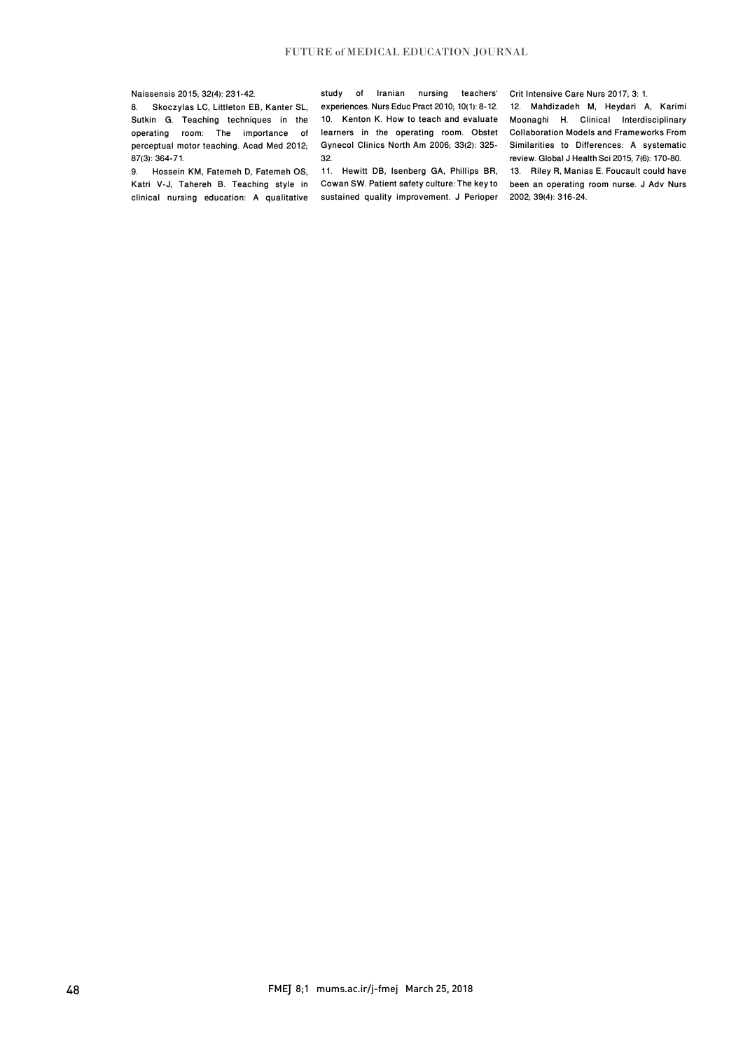Naissensis 2015; 32(4): 231-42.

8. Skoczylas LC, Littleton EB, Kanter SL, Sutkin G. Teaching techniques in the operating room: The importance of perceptual motor teaching. Acad Med 2012; 87(3): 364-71.

9. Hossein KM, Fatemeh D, Fatemeh OS, Katri V-J, Tahereh B. Teaching style in clinical nursing education: A qualitative study of Iranian nursing teachers' experiences. Nurs Educ Pract 2010; 10(1): 8-12.

10. Kenton K. How to teach and evaluate learners in the operating room. Obstet Gynecol Clinics North Am 2006; 33(2): 325-32.

11. Hewitt DB, Isenberg GA, Phillips BR, Cowan SW. Patient safety culture: The key to sustained quality improvement. J Perioper Crit Intensive Care Nurs 2017; 3: 1.

12. Mahdizadeh M, Heydari A, Karimi Moonaghi H. Clinical Interdisciplinary Collaboration Models and Frameworks From Similarities to Differences: A systematic review. Global J Health Sci 2015; 7(6): 170-80.

13. Riley R, Manias E. Foucault could have been an operating room nurse. J Adv Nurs 2002; 39(4): 316-24.